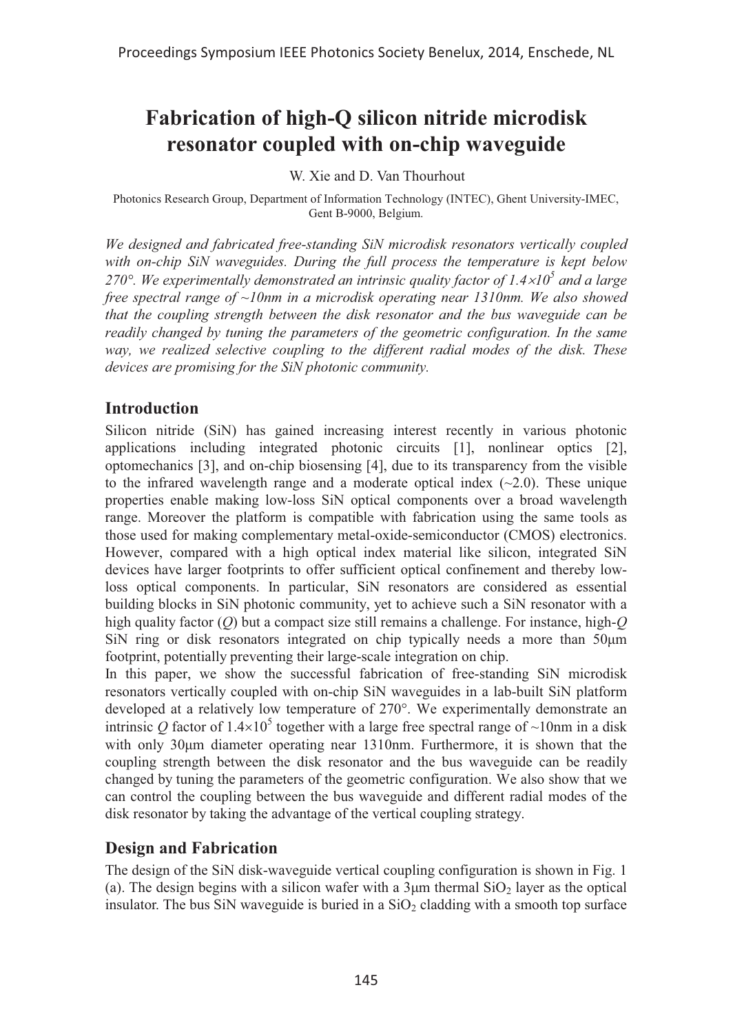# Fabrication of high-Q silicon nitride microdisk resonator coupled with on-chip waveguide

W. Xie and D. Van Thourhout

Photonics Research Group, Department of Information Technology (INTEC), Ghent University-IMEC, Gent B-9000, Belgium.

*We designed and fabricated free-standing SiN microdisk resonators vertically coupled with on-chip SiN waveguides. During the full process the temperature is kept below 270°. We experimentally demonstrated an intrinsic quality factor of $1.4\times10^5$ and a large free spectral range of ~10nm in a microdisk operating near 1310nm. We also showed that the coupling strength between the disk resonator and the bus waveguide can be readily changed by tuning the parameters of the geometric configuration. In the same way, we realized selective coupling to the different radial modes of the disk. These devices are promising for the SiN photonic community.*

## Introduction

Silicon nitride (SiN) has gained increasing interest recently in various photonic applications including integrated photonic circuits [1], nonlinear optics [2], optomechanics [3], and on-chip biosensing [4], due to its transparency from the visible to the infrared wavelength range and a moderate optical index (~2.0). These unique properties enable making low-loss SiN optical components over a broad wavelength range. Moreover the platform is compatible with fabrication using the same tools as those used for making complementary metal-oxide-semiconductor (CMOS) electronics. However, compared with a high optical index material like silicon, integrated SiN devices have larger footprints to offer sufficient optical confinement and thereby low-loss optical components. In particular, SiN resonators are considered as essential building blocks in SiN photonic community, yet to achieve such a SiN resonator with a high quality factor (*Q*) but a compact size still remains a challenge. For instance, high-*Q* SiN ring or disk resonators integrated on chip typically needs a more than 50μm footprint, potentially preventing their large-scale integration on chip.

In this paper, we show the successful fabrication of free-standing SiN microdisk resonators vertically coupled with on-chip SiN waveguides in a lab-built SiN platform developed at a relatively low temperature of 270°. We experimentally demonstrate an intrinsic *Q* factor of $1.4\times10^5$ together with a large free spectral range of ~10nm in a disk with only 30μm diameter operating near 1310nm. Furthermore, it is shown that the coupling strength between the disk resonator and the bus waveguide can be readily changed by tuning the parameters of the geometric configuration. We also show that we can control the coupling between the bus waveguide and different radial modes of the disk resonator by taking the advantage of the vertical coupling strategy.

## Design and Fabrication

The design of the SiN disk-waveguide vertical coupling configuration is shown in Fig. 1 (a). The design begins with a silicon wafer with a 3μm thermal $SiO_2$ layer as the optical insulator. The bus SiN waveguide is buried in a $SiO_2$ cladding with a smooth top surface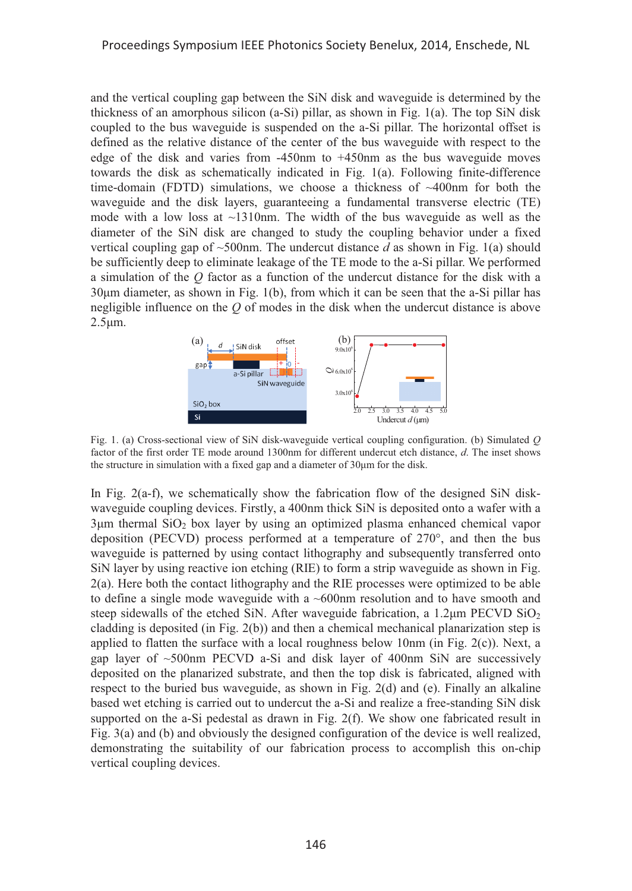and the vertical coupling gap between the SiN disk and waveguide is determined by the thickness of an amorphous silicon (a-Si) pillar, as shown in Fig. 1(a). The top SiN disk coupled to the bus waveguide is suspended on the a-Si pillar. The horizontal offset is defined as the relative distance of the center of the bus waveguide with respect to the edge of the disk and varies from -450nm to +450nm as the bus waveguide moves towards the disk as schematically indicated in Fig. 1(a). Following finite-difference time-domain (FDTD) simulations, we choose a thickness of ~400nm for both the waveguide and the disk layers, guaranteeing a fundamental transverse electric (TE) mode with a low loss at ~1310nm. The width of the bus waveguide as well as the diameter of the SiN disk are changed to study the coupling behavior under a fixed vertical coupling gap of ~500nm. The undercut distance *d* as shown in Fig. 1(a) should be sufficiently deep to eliminate leakage of the TE mode to the a-Si pillar. We performed a simulation of the *Q* factor as a function of the undercut distance for the disk with a 30μm diameter, as shown in Fig. 1(b), from which it can be seen that the a-Si pillar has negligible influence on the *Q* of modes in the disk when the undercut distance is above 2.5μm.

Fig. 1. (a) Cross-sectional view of SiN disk-waveguide vertical coupling configuration. (b) Simulated *Q* factor of the first order TE mode around 1300nm for different undercut etch distance, *d*. The inset shows the structure in simulation with a fixed gap and a diameter of 30μm for the disk.

In Fig. 2(a-f), we schematically show the fabrication flow of the designed SiN disk-waveguide coupling devices. Firstly, a 400nm thick SiN is deposited onto a wafer with a 3μm thermal $SiO_2$ box layer by using an optimized plasma enhanced chemical vapor deposition (PECVD) process performed at a temperature of 270°, and then the bus waveguide is patterned by using contact lithography and subsequently transferred onto SiN layer by using reactive ion etching (RIE) to form a strip waveguide as shown in Fig. 2(a). Here both the contact lithography and the RIE processes were optimized to be able to define a single mode waveguide with a ~600nm resolution and to have smooth and steep sidewalls of the etched SiN. After waveguide fabrication, a 1.2μm PECVD $SiO_2$ cladding is deposited (in Fig. 2(b)) and then a chemical mechanical planarization step is applied to flatten the surface with a local roughness below 10nm (in Fig. 2(c)). Next, a gap layer of ~500nm PECVD a-Si and disk layer of 400nm SiN are successively deposited on the planarized substrate, and then the top disk is fabricated, aligned with respect to the buried bus waveguide, as shown in Fig. 2(d) and (e). Finally an alkaline based wet etching is carried out to undercut the a-Si and realize a free-standing SiN disk supported on the a-Si pedestal as drawn in Fig. 2(f). We show one fabricated result in Fig. 3(a) and (b) and obviously the designed configuration of the device is well realized, demonstrating the suitability of our fabrication process to accomplish this on-chip vertical coupling devices.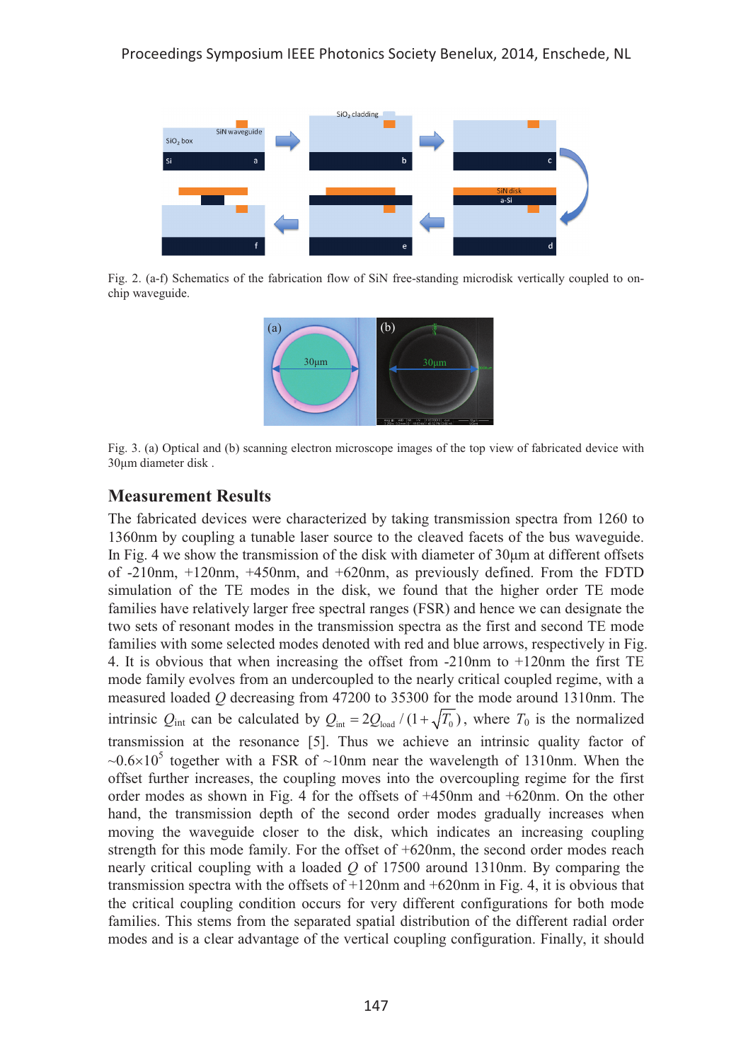Fig. 2. (a-f) Schematics of the fabrication flow of SiN free-standing microdisk vertically coupled to on-chip waveguide.

Fig. 3. (a) Optical and (b) scanning electron microscope images of the top view of fabricated device with 30μm diameter disk .

## Measurement Results

The fabricated devices were characterized by taking transmission spectra from 1260 to 1360nm by coupling a tunable laser source to the cleaved facets of the bus waveguide. In Fig. 4 we show the transmission of the disk with diameter of 30μm at different offsets of -210nm, +120nm, +450nm, and +620nm, as previously defined. From the FDTD simulation of the TE modes in the disk, we found that the higher order TE mode families have relatively larger free spectral ranges (FSR) and hence we can designate the two sets of resonant modes in the transmission spectra as the first and second TE mode families with some selected modes denoted with red and blue arrows, respectively in Fig. 4. It is obvious that when increasing the offset from -210nm to +120nm the first TE mode family evolves from an undercoupled to the nearly critical coupled regime, with a measured loaded $Q$ decreasing from 47200 to 35300 for the mode around 1310nm. The intrinsic $Q_{int}$ can be calculated by $Q_{int} = 2Q_{load}/(1+\sqrt{T_0})$, where $T_0$ is the normalized transmission at the resonance [5]. Thus we achieve an intrinsic quality factor of ~$0.6\times10^5$ together with a FSR of ~10nm near the wavelength of 1310nm. When the offset further increases, the coupling moves into the overcoupling regime for the first order modes as shown in Fig. 4 for the offsets of +450nm and +620nm. On the other hand, the transmission depth of the second order modes gradually increases when moving the waveguide closer to the disk, which indicates an increasing coupling strength for this mode family. For the offset of +620nm, the second order modes reach nearly critical coupling with a loaded $Q$ of 17500 around 1310nm. By comparing the transmission spectra with the offsets of +120nm and +620nm in Fig. 4, it is obvious that the critical coupling condition occurs for very different configurations for both mode families. This stems from the separated spatial distribution of the different radial order modes and is a clear advantage of the vertical coupling configuration. Finally, it should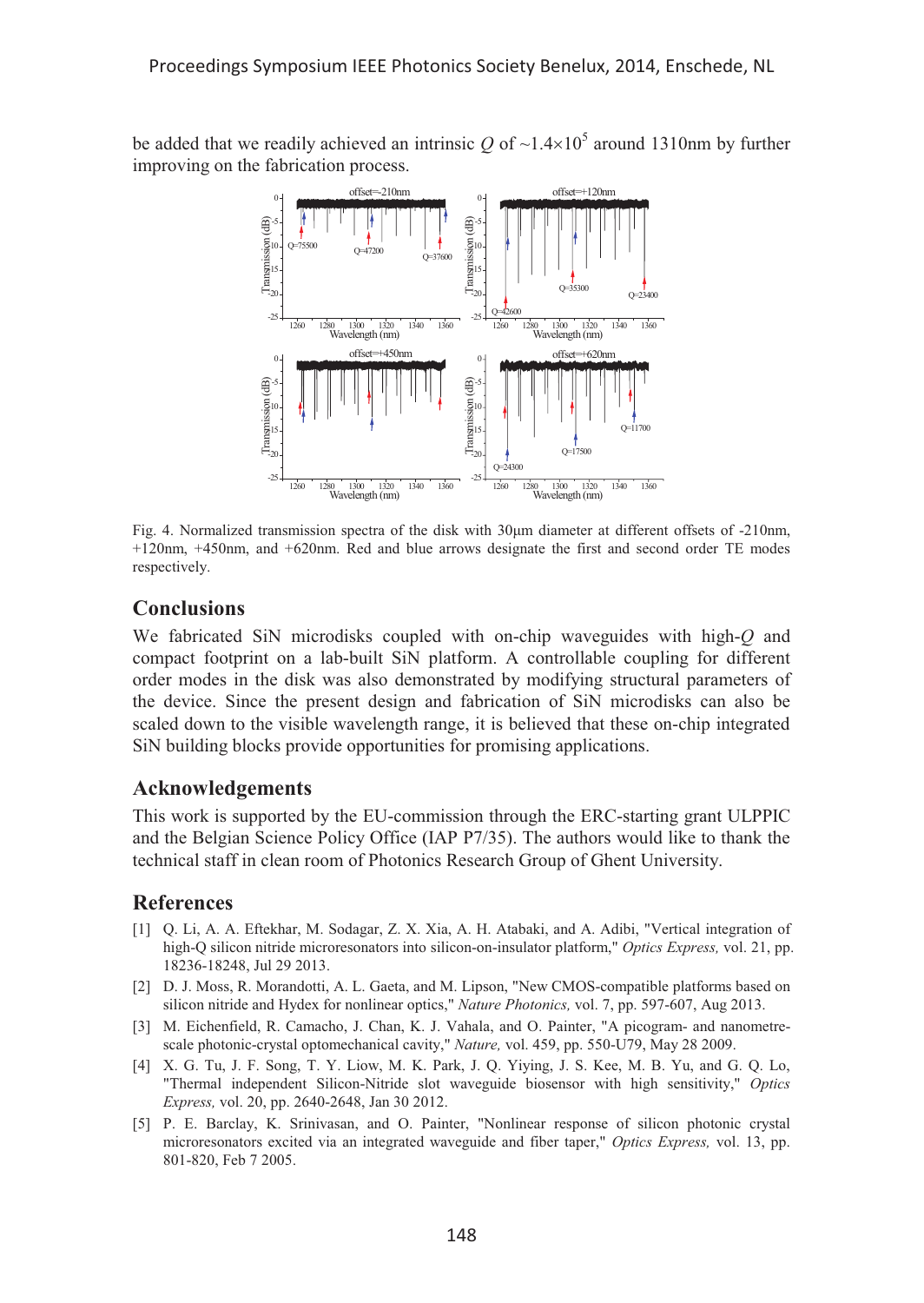be added that we readily achieved an intrinsic $Q$ of ~$1.4\times10^5$ around 1310nm by further improving on the fabrication process.

offset=-210nm

Q=75500

Q=47200

Q=37600

offset=+120nm

Q=42600

Q=35300

Q=23400

offset=+450nm

offset=+620nm

Q=24300

Q=17500

Q=11700

Transmission (dB)

Wavelength (nm)

Fig. 4. Normalized transmission spectra of the disk with 30μm diameter at different offsets of -210nm, +120nm, +450nm, and +620nm. Red and blue arrows designate the first and second order TE modes respectively.

## Conclusions

We fabricated SiN microdisks coupled with on-chip waveguides with high-$Q$ and compact footprint on a lab-built SiN platform. A controllable coupling for different order modes in the disk was also demonstrated by modifying structural parameters of the device. Since the present design and fabrication of SiN microdisks can also be scaled down to the visible wavelength range, it is believed that these on-chip integrated SiN building blocks provide opportunities for promising applications.

## Acknowledgements

This work is supported by the EU-commission through the ERC-starting grant ULPPIC and the Belgian Science Policy Office (IAP P7/35). The authors would like to thank the technical staff in clean room of Photonics Research Group of Ghent University.

## References

[1] Q. Li, A. A. Eftekhar, M. Sodagar, Z. X. Xia, A. H. Atabaki, and A. Adibi, "Vertical integration of high-Q silicon nitride microresonators into silicon-on-insulator platform," *Optics Express,* vol. 21, pp. 18236-18248, Jul 29 2013.

[2] D. J. Moss, R. Morandotti, A. L. Gaeta, and M. Lipson, "New CMOS-compatible platforms based on silicon nitride and Hydex for nonlinear optics," *Nature Photonics,* vol. 7, pp. 597-607, Aug 2013.

[3] M. Eichenfield, R. Camacho, J. Chan, K. J. Vahala, and O. Painter, "A picogram- and nanometre-scale photonic-crystal optomechanical cavity," *Nature,* vol. 459, pp. 550-U79, May 28 2009.

[4] X. G. Tu, J. F. Song, T. Y. Liow, M. K. Park, J. Q. Yiying, J. S. Kee, M. B. Yu, and G. Q. Lo, "Thermal independent Silicon-Nitride slot waveguide biosensor with high sensitivity," *Optics Express,* vol. 20, pp. 2640-2648, Jan 30 2012.

[5] P. E. Barclay, K. Srinivasan, and O. Painter, "Nonlinear response of silicon photonic crystal microresonators excited via an integrated waveguide and fiber taper," *Optics Express,* vol. 13, pp. 801-820, Feb 7 2005.